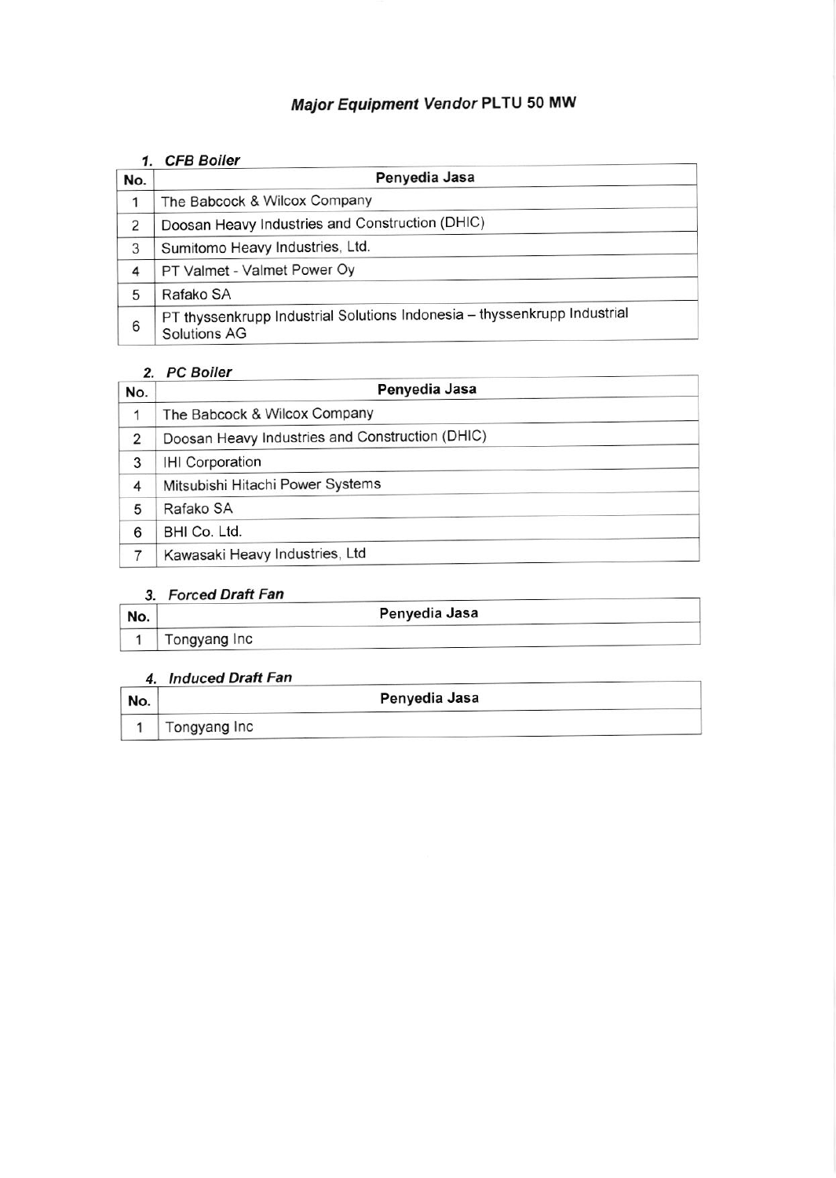# *Major Equipment Vendor* PLTU 50 MW

### 1. *CFB Boiler*

| No. | Penyedia Jasa |
|---|---|
| 1 | The Babcock & Wilcox Company |
| 2 | Doosan Heavy Industries and Construction (DHIC) |
| 3 | Sumitomo Heavy Industries, Ltd. |
| 4 | PT Valmet - Valmet Power Oy |
| 5 | Rafako SA |
| 6 | PT thyssenkrupp Industrial Solutions Indonesia – thyssenkrupp Industrial Solutions AG |

### 2. *PC Boiler*

| No. | Penyedia Jasa |
|---|---|
| 1 | The Babcock & Wilcox Company |
| 2 | Doosan Heavy Industries and Construction (DHIC) |
| 3 | IHI Corporation |
| 4 | Mitsubishi Hitachi Power Systems |
| 5 | Rafako SA |
| 6 | BHI Co. Ltd. |
| 7 | Kawasaki Heavy Industries, Ltd |

### 3. *Forced Draft Fan*

| No. | Penyedia Jasa |
|---|---|
| 1 | Tongyang Inc |

### 4. *Induced Draft Fan*

| No. | Penyedia Jasa |
|---|---|
| 1 | Tongyang Inc |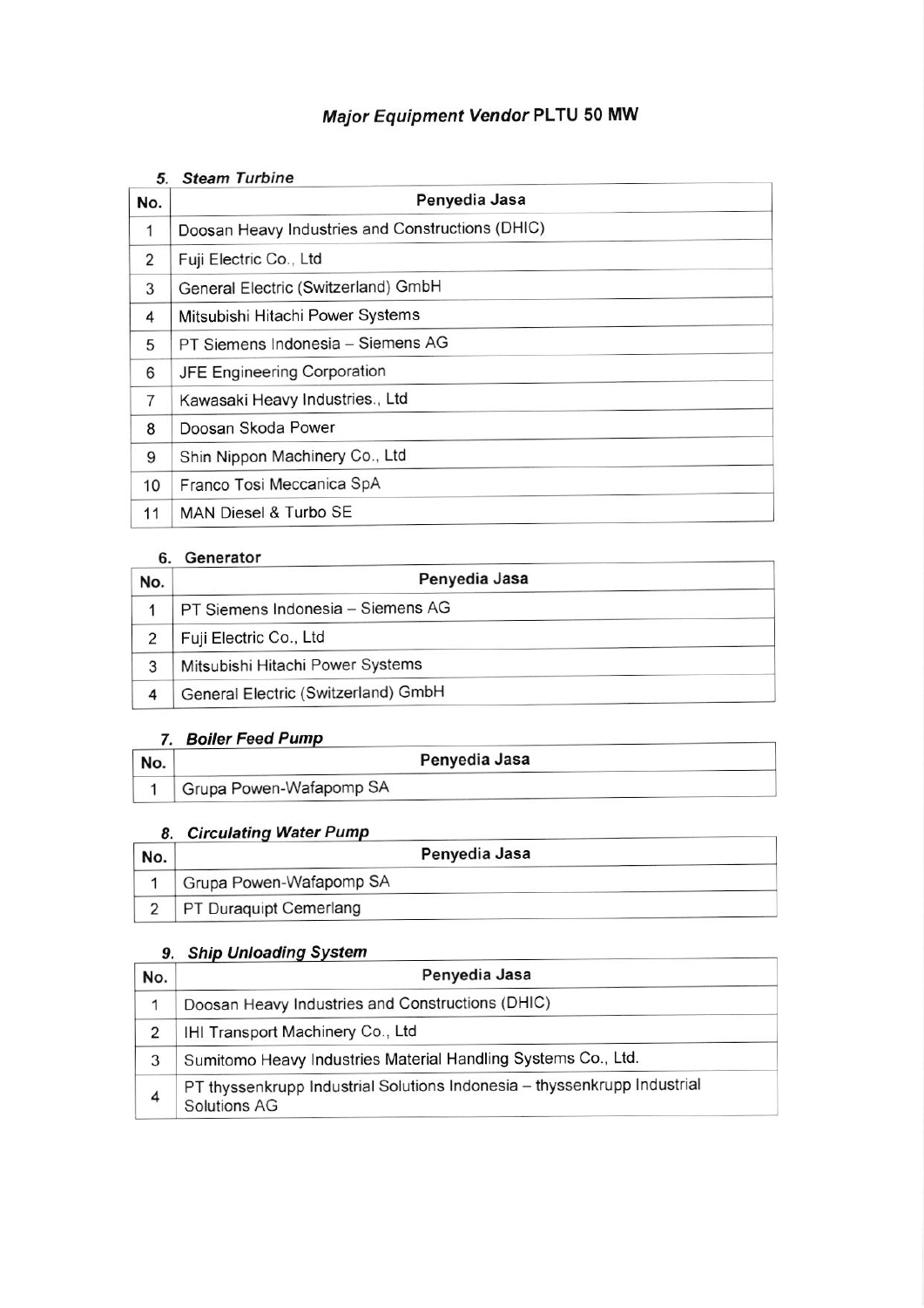# *Major Equipment Vendor* PLTU 50 MW

## 5. *Steam Turbine*

| No. | Penyedia Jasa |
|---|---|
| 1 | Doosan Heavy Industries and Constructions (DHIC) |
| 2 | Fuji Electric Co., Ltd |
| 3 | General Electric (Switzerland) GmbH |
| 4 | Mitsubishi Hitachi Power Systems |
| 5 | PT Siemens Indonesia – Siemens AG |
| 6 | JFE Engineering Corporation |
| 7 | Kawasaki Heavy Industries., Ltd |
| 8 | Doosan Skoda Power |
| 9 | Shin Nippon Machinery Co., Ltd |
| 10 | Franco Tosi Meccanica SpA |
| 11 | MAN Diesel & Turbo SE |

## 6. Generator

| No. | Penyedia Jasa |
|---|---|
| 1 | PT Siemens Indonesia – Siemens AG |
| 2 | Fuji Electric Co., Ltd |
| 3 | Mitsubishi Hitachi Power Systems |
| 4 | General Electric (Switzerland) GmbH |

## 7. *Boiler Feed Pump*

| No. | Penyedia Jasa |
|---|---|
| 1 | Grupa Powen-Wafapomp SA |

## 8. *Circulating Water Pump*

| No. | Penyedia Jasa |
|---|---|
| 1 | Grupa Powen-Wafapomp SA |
| 2 | PT Duraquipt Cemerlang |

## 9. *Ship Unloading System*

| No. | Penyedia Jasa |
|---|---|
| 1 | Doosan Heavy Industries and Constructions (DHIC) |
| 2 | IHI Transport Machinery Co., Ltd |
| 3 | Sumitomo Heavy Industries Material Handling Systems Co., Ltd. |
| 4 | PT thyssenkrupp Industrial Solutions Indonesia – thyssenkrupp Industrial Solutions AG |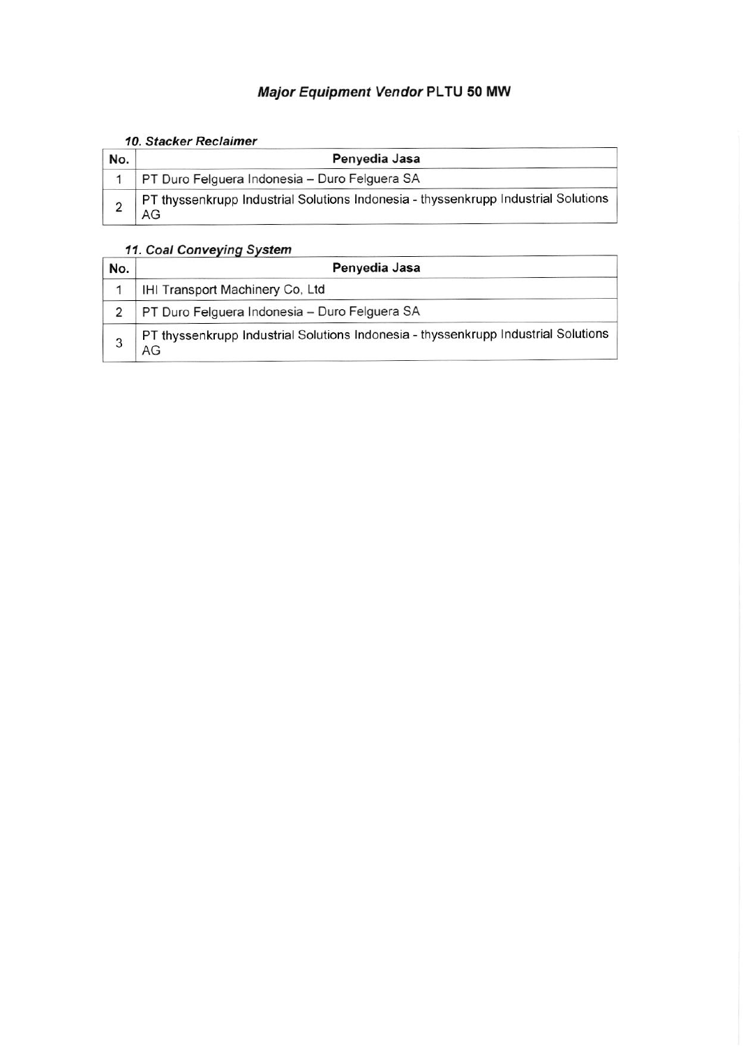# *Major Equipment Vendor* PLTU 50 MW

***10. Stacker Reclaimer***

| No. | Penyedia Jasa |
|---|---|
| 1 | PT Duro Felguera Indonesia – Duro Felguera SA |
| 2 | PT thyssenkrupp Industrial Solutions Indonesia - thyssenkrupp Industrial Solutions AG |

***11. Coal Conveying System***

| No. | Penyedia Jasa |
|---|---|
| 1 | IHI Transport Machinery Co, Ltd |
| 2 | PT Duro Felguera Indonesia – Duro Felguera SA |
| 3 | PT thyssenkrupp Industrial Solutions Indonesia - thyssenkrupp Industrial Solutions AG |